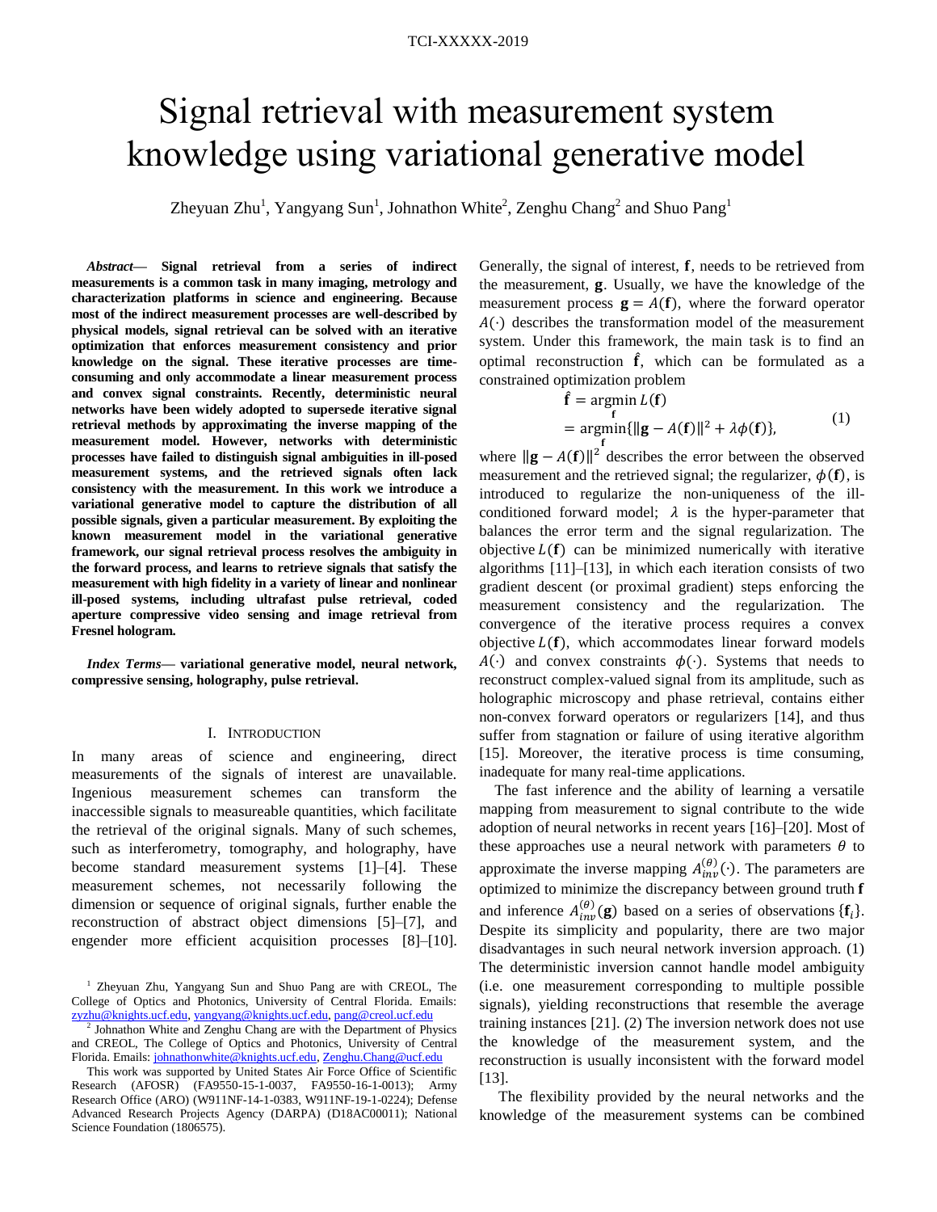# Signal retrieval with measurement system knowledge using variational generative model

Zheyuan Zhu[1], Yangyang Sun[1], Johnathon White[2], Zenghu Chang[2] and Shuo Pang[1]

***Abstract*— Signal retrieval from a series of indirect measurements is a common task in many imaging, metrology and characterization platforms in science and engineering. Because most of the indirect measurement processes are well-described by physical models, signal retrieval can be solved with an iterative optimization that enforces measurement consistency and prior knowledge on the signal. These iterative processes are time-consuming and only accommodate a linear measurement process and convex signal constraints. Recently, deterministic neural networks have been widely adopted to supersede iterative signal retrieval methods by approximating the inverse mapping of the measurement model. However, networks with deterministic processes have failed to distinguish signal ambiguities in ill-posed measurement systems, and the retrieved signals often lack consistency with the measurement. In this work we introduce a variational generative model to capture the distribution of all possible signals, given a particular measurement. By exploiting the known measurement model in the variational generative framework, our signal retrieval process resolves the ambiguity in the forward process, and learns to retrieve signals that satisfy the measurement with high fidelity in a variety of linear and nonlinear ill-posed systems, including ultrafast pulse retrieval, coded aperture compressive video sensing and image retrieval from Fresnel hologram.**

***Index Terms*— variational generative model, neural network, compressive sensing, holography, pulse retrieval.**

## I. Introduction

In many areas of science and engineering, direct measurements of the signals of interest are unavailable. Ingenious measurement schemes can transform the inaccessible signals to measureable quantities, which facilitate the retrieval of the original signals. Many of such schemes, such as interferometry, tomography, and holography, have become standard measurement systems [1]–[4]. These measurement schemes, not necessarily following the dimension or sequence of original signals, further enable the reconstruction of abstract object dimensions [5]–[7], and engender more efficient acquisition processes [8]–[10]. Generally, the signal of interest, $\mathbf{f}$, needs to be retrieved from the measurement, $\mathbf{g}$. Usually, we have the knowledge of the measurement process $\mathbf{g} = A(\mathbf{f})$, where the forward operator $A(\cdot)$ describes the transformation model of the measurement system. Under this framework, the main task is to find an optimal reconstruction $\hat{\mathbf{f}}$, which can be formulated as a constrained optimization problem

$$\begin{aligned}\hat{\mathbf{f}} &= \underset{\mathbf{f}}{\operatorname{argmin}}\, L(\mathbf{f}) \\ &= \underset{\mathbf{f}}{\operatorname{argmin}}\{\|\mathbf{g} - A(\mathbf{f})\|^2 + \lambda\phi(\mathbf{f})\},\end{aligned} \tag{1}$$

where $\|\mathbf{g} - A(\mathbf{f})\|^2$ describes the error between the observed measurement and the retrieved signal; the regularizer, $\phi(\mathbf{f})$, is introduced to regularize the non-uniqueness of the ill-conditioned forward model; $\lambda$ is the hyper-parameter that balances the error term and the signal regularization. The objective $L(\mathbf{f})$ can be minimized numerically with iterative algorithms [11]–[13], in which each iteration consists of two gradient descent (or proximal gradient) steps enforcing the measurement consistency and the regularization. The convergence of the iterative process requires a convex objective $L(\mathbf{f})$, which accommodates linear forward models $A(\cdot)$ and convex constraints $\phi(\cdot)$. Systems that needs to reconstruct complex-valued signal from its amplitude, such as holographic microscopy and phase retrieval, contains either non-convex forward operators or regularizers [14], and thus suffer from stagnation or failure of using iterative algorithm [15]. Moreover, the iterative process is time consuming, inadequate for many real-time applications.

The fast inference and the ability of learning a versatile mapping from measurement to signal contribute to the wide adoption of neural networks in recent years [16]–[20]. Most of these approaches use a neural network with parameters $\theta$ to approximate the inverse mapping $A_{inv}^{(\theta)}(\cdot)$. The parameters are optimized to minimize the discrepancy between ground truth $\mathbf{f}$ and inference $A_{inv}^{(\theta)}(\mathbf{g})$ based on a series of observations $\{\mathbf{f}_i\}$. Despite its simplicity and popularity, there are two major disadvantages in such neural network inversion approach. (1) The deterministic inversion cannot handle model ambiguity (i.e. one measurement corresponding to multiple possible signals), yielding reconstructions that resemble the average training instances [21]. (2) The inversion network does not use the knowledge of the measurement system, and the reconstruction is usually inconsistent with the forward model [13].

The flexibility provided by the neural networks and the knowledge of the measurement systems can be combined

[1] Zheyuan Zhu, Yangyang Sun and Shuo Pang are with CREOL, The College of Optics and Photonics, University of Central Florida. Emails: zyzhu@knights.ucf.edu, yangyang@knights.ucf.edu, pang@creol.ucf.edu

[2] Johnathon White and Zenghu Chang are with the Department of Physics and CREOL, The College of Optics and Photonics, University of Central Florida. Emails: johnathonwhite@knights.ucf.edu, Zenghu.Chang@ucf.edu

This work was supported by United States Air Force Office of Scientific Research (AFOSR) (FA9550-15-1-0037, FA9550-16-1-0013); Army Research Office (ARO) (W911NF-14-1-0383, W911NF-19-1-0224); Defense Advanced Research Projects Agency (DARPA) (D18AC00011); National Science Foundation (1806575).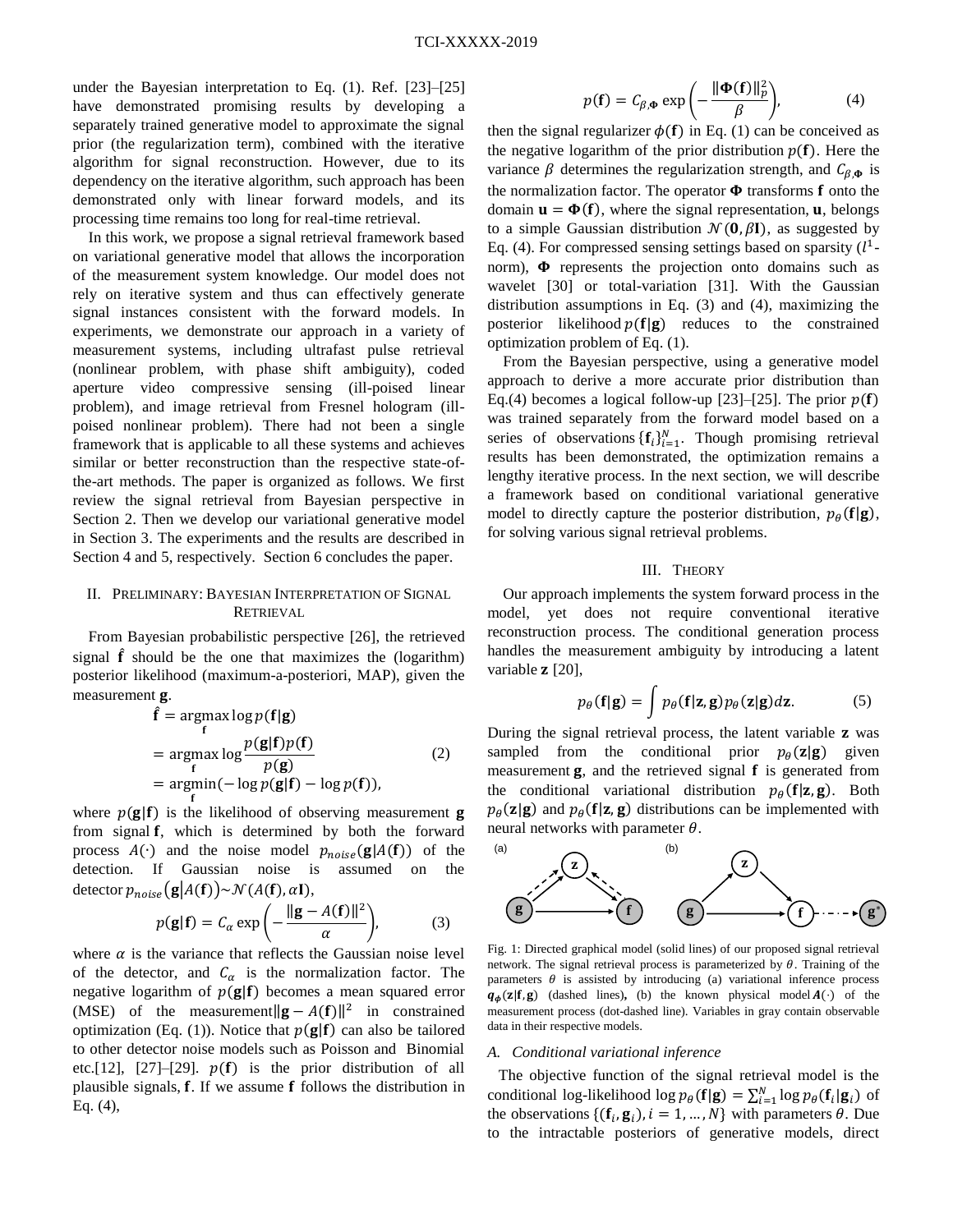under the Bayesian interpretation to Eq. (1). Ref. [23]–[25] have demonstrated promising results by developing a separately trained generative model to approximate the signal prior (the regularization term), combined with the iterative algorithm for signal reconstruction. However, due to its dependency on the iterative algorithm, such approach has been demonstrated only with linear forward models, and its processing time remains too long for real-time retrieval.

In this work, we propose a signal retrieval framework based on variational generative model that allows the incorporation of the measurement system knowledge. Our model does not rely on iterative system and thus can effectively generate signal instances consistent with the forward models. In experiments, we demonstrate our approach in a variety of measurement systems, including ultrafast pulse retrieval (nonlinear problem, with phase shift ambiguity), coded aperture video compressive sensing (ill-posed linear problem), and image retrieval from Fresnel hologram (ill-poised nonlinear problem). There had not been a single framework that is applicable to all these systems and achieves similar or better reconstruction than the respective state-of-the-art methods. The paper is organized as follows. We first review the signal retrieval from Bayesian perspective in Section 2. Then we develop our variational generative model in Section 3. The experiments and the results are described in Section 4 and 5, respectively. Section 6 concludes the paper.

## II. Preliminary: Bayesian Interpretation of Signal Retrieval

From Bayesian probabilistic perspective [26], the retrieved signal $\hat{\mathbf{f}}$ should be the one that maximizes the (logarithm) posterior likelihood (maximum-a-posteriori, MAP), given the measurement $\mathbf{g}$.

$$\begin{aligned}\hat{\mathbf{f}} &= \underset{\mathbf{f}}{\operatorname{argmax}} \log p(\mathbf{f}|\mathbf{g}) \\ &= \underset{\mathbf{f}}{\operatorname{argmax}} \log \frac{p(\mathbf{g}|\mathbf{f})p(\mathbf{f})}{p(\mathbf{g})} \\ &= \underset{\mathbf{f}}{\operatorname{argmin}} (-\log p(\mathbf{g}|\mathbf{f}) - \log p(\mathbf{f})),\end{aligned} \tag{2}$$

where $p(\mathbf{g}|\mathbf{f})$ is the likelihood of observing measurement $\mathbf{g}$ from signal $\mathbf{f}$, which is determined by both the forward process $A(\cdot)$ and the noise model $p_{noise}(\mathbf{g}|A(\mathbf{f}))$ of the detection. If Gaussian noise is assumed on the detector $p_{noise}(\mathbf{g}|A(\mathbf{f})) \sim \mathcal{N}(A(\mathbf{f}), \alpha\mathbf{I})$,

$$p(\mathbf{g}|\mathbf{f}) = C_\alpha \exp\left(-\frac{\|\mathbf{g} - A(\mathbf{f})\|^2}{\alpha}\right), \tag{3}$$

where $\alpha$ is the variance that reflects the Gaussian noise level of the detector, and $C_\alpha$ is the normalization factor. The negative logarithm of $p(\mathbf{g}|\mathbf{f})$ becomes a mean squared error (MSE) of the measurement $\|\mathbf{g} - A(\mathbf{f})\|^2$ in constrained optimization (Eq. (1)). Notice that $p(\mathbf{g}|\mathbf{f})$ can also be tailored to other detector noise models such as Poisson and Binomial etc.[12], [27]–[29]. $p(\mathbf{f})$ is the prior distribution of all plausible signals, $\mathbf{f}$. If we assume $\mathbf{f}$ follows the distribution in Eq. (4),

$$p(\mathbf{f}) = C_{\beta,\mathbf{\Phi}} \exp\left(-\frac{\|\mathbf{\Phi}(\mathbf{f})\|_p^2}{\beta}\right), \tag{4}$$

then the signal regularizer $\phi(\mathbf{f})$ in Eq. (1) can be conceived as the negative logarithm of the prior distribution $p(\mathbf{f})$. Here the variance $\beta$ determines the regularization strength, and $C_{\beta,\mathbf{\Phi}}$ is the normalization factor. The operator $\mathbf{\Phi}$ transforms $\mathbf{f}$ onto the domain $\mathbf{u} = \mathbf{\Phi}(\mathbf{f})$, where the signal representation, $\mathbf{u}$, belongs to a simple Gaussian distribution $\mathcal{N}(\mathbf{0}, \beta\mathbf{I})$, as suggested by Eq. (4). For compressed sensing settings based on sparsity ($l^1$-norm), $\mathbf{\Phi}$ represents the projection onto domains such as wavelet [30] or total-variation [31]. With the Gaussian distribution assumptions in Eq. (3) and (4), maximizing the posterior likelihood $p(\mathbf{f}|\mathbf{g})$ reduces to the constrained optimization problem of Eq. (1).

From the Bayesian perspective, using a generative model approach to derive a more accurate prior distribution than Eq.(4) becomes a logical follow-up [23]–[25]. The prior $p(\mathbf{f})$ was trained separately from the forward model based on a series of observations $\{\mathbf{f}_i\}_{i=1}^N$. Though promising retrieval results has been demonstrated, the optimization remains a lengthy iterative process. In the next section, we will describe a framework based on conditional variational generative model to directly capture the posterior distribution, $p_\theta(\mathbf{f}|\mathbf{g})$, for solving various signal retrieval problems.

## III. Theory

Our approach implements the system forward process in the model, yet does not require conventional iterative reconstruction process. The conditional generation process handles the measurement ambiguity by introducing a latent variable $\mathbf{z}$ [20],

$$p_\theta(\mathbf{f}|\mathbf{g}) = \int p_\theta(\mathbf{f}|\mathbf{z}, \mathbf{g}) p_\theta(\mathbf{z}|\mathbf{g}) d\mathbf{z}. \tag{5}$$

During the signal retrieval process, the latent variable $\mathbf{z}$ was sampled from the conditional prior $p_\theta(\mathbf{z}|\mathbf{g})$ given measurement $\mathbf{g}$, and the retrieved signal $\mathbf{f}$ is generated from the conditional variational distribution $p_\theta(\mathbf{f}|\mathbf{z}, \mathbf{g})$. Both $p_\theta(\mathbf{z}|\mathbf{g})$ and $p_\theta(\mathbf{f}|\mathbf{z}, \mathbf{g})$ distributions can be implemented with neural networks with parameter $\theta$.

Fig. 1: Directed graphical model (solid lines) of our proposed signal retrieval network. The signal retrieval process is parameterized by $\theta$. Training of the parameters $\theta$ is assisted by introducing (a) variational inference process $q_\phi(\mathbf{z}|\mathbf{f}, \mathbf{g})$ (dashed lines), (b) the known physical model $A(\cdot)$ of the measurement process (dot-dashed line). Variables in gray contain observable data in their respective models.

### A. Conditional variational inference

The objective function of the signal retrieval model is the conditional log-likelihood $\log p_\theta(\mathbf{f}|\mathbf{g}) = \sum_{i=1}^N \log p_\theta(\mathbf{f}_i|\mathbf{g}_i)$ of the observations $\{(\mathbf{f}_i, \mathbf{g}_i), i = 1, \ldots, N\}$ with parameters $\theta$. Due to the intractable posteriors of generative models, direct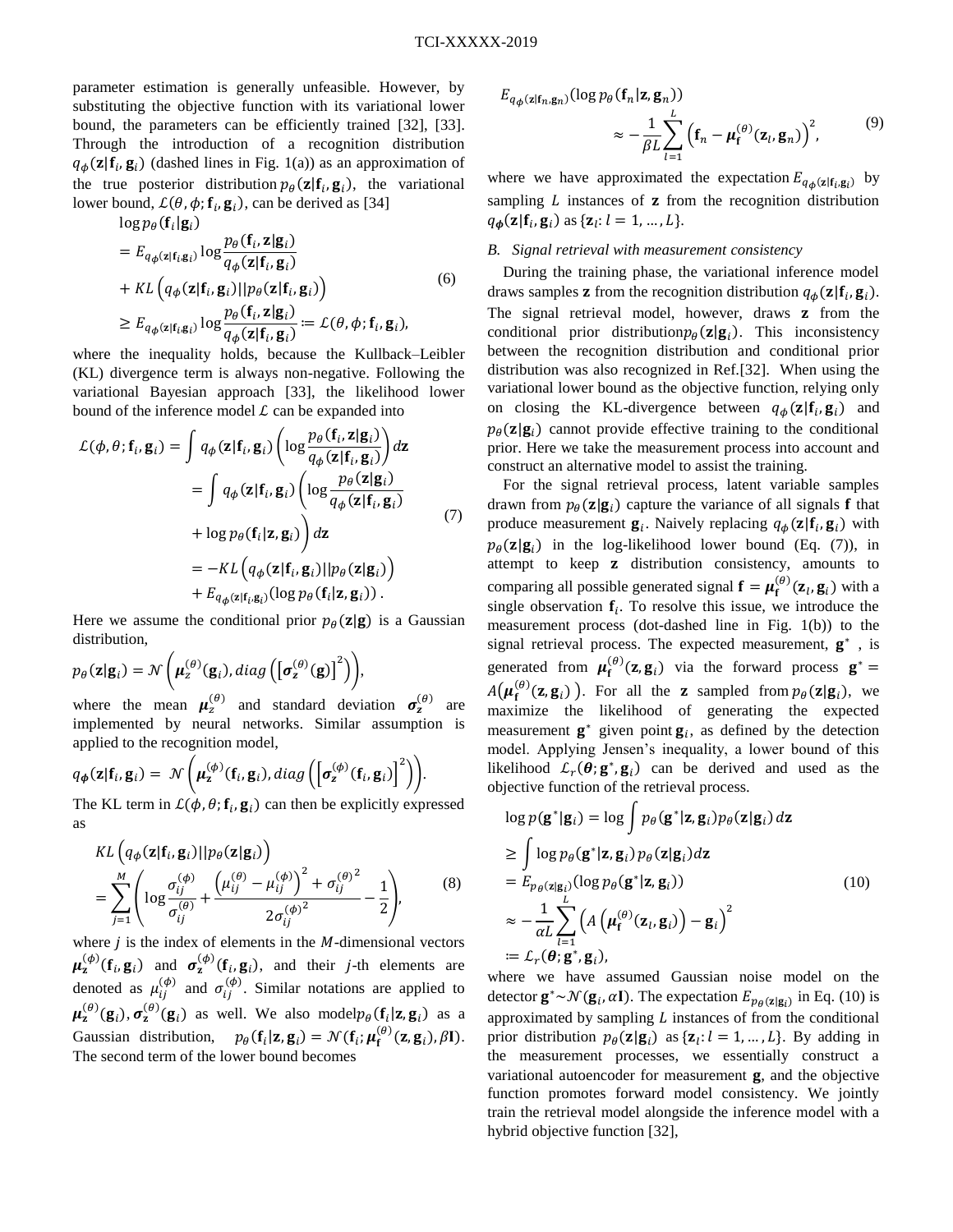parameter estimation is generally unfeasible. However, by substituting the objective function with its variational lower bound, the parameters can be efficiently trained [32], [33]. Through the introduction of a recognition distribution $q_\phi(\mathbf{z}|\mathbf{f}_i,\mathbf{g}_i)$ (dashed lines in Fig. 1(a)) as an approximation of the true posterior distribution $p_\theta(\mathbf{z}|\mathbf{f}_i,\mathbf{g}_i)$, the variational lower bound, $\mathcal{L}(\theta,\phi;\mathbf{f}_i,\mathbf{g}_i)$, can be derived as [34]

$$
\begin{aligned}
&\log p_\theta(\mathbf{f}_i|\mathbf{g}_i) \\
&= E_{q_\phi(\mathbf{z}|\mathbf{f}_i,\mathbf{g}_i)} \log \frac{p_\theta(\mathbf{f}_i,\mathbf{z}|\mathbf{g}_i)}{q_\phi(\mathbf{z}|\mathbf{f}_i,\mathbf{g}_i)} \\
&+ KL\left(q_\phi(\mathbf{z}|\mathbf{f}_i,\mathbf{g}_i)||p_\theta(\mathbf{z}|\mathbf{f}_i,\mathbf{g}_i)\right) \\
&\geq E_{q_\phi(\mathbf{z}|\mathbf{f}_i,\mathbf{g}_i)} \log \frac{p_\theta(\mathbf{f}_i,\mathbf{z}|\mathbf{g}_i)}{q_\phi(\mathbf{z}|\mathbf{f}_i,\mathbf{g}_i)} := \mathcal{L}(\theta,\phi;\mathbf{f}_i,\mathbf{g}_i),
\end{aligned}
\tag{6}
$$

where the inequality holds, because the Kullback–Leibler (KL) divergence term is always non-negative. Following the variational Bayesian approach [33], the likelihood lower bound of the inference model $\mathcal{L}$ can be expanded into

$$
\begin{aligned}
\mathcal{L}(\phi,\theta;\mathbf{f}_i,\mathbf{g}_i) &= \int q_\phi(\mathbf{z}|\mathbf{f}_i,\mathbf{g}_i)\left(\log \frac{p_\theta(\mathbf{f}_i,\mathbf{z}|\mathbf{g}_i)}{q_\phi(\mathbf{z}|\mathbf{f}_i,\mathbf{g}_i)}\right)d\mathbf{z} \\
&= \int q_\phi(\mathbf{z}|\mathbf{f}_i,\mathbf{g}_i)\left(\log \frac{p_\theta(\mathbf{z}|\mathbf{g}_i)}{q_\phi(\mathbf{z}|\mathbf{f}_i,\mathbf{g}_i)} \right. \\
&\quad \left. + \log p_\theta(\mathbf{f}_i|\mathbf{z},\mathbf{g}_i)\right)d\mathbf{z} \\
&= -KL\left(q_\phi(\mathbf{z}|\mathbf{f}_i,\mathbf{g}_i)||p_\theta(\mathbf{z}|\mathbf{g}_i)\right) \\
&\quad + E_{q_\phi(\mathbf{z}|\mathbf{f}_i,\mathbf{g}_i)}(\log p_\theta(\mathbf{f}_i|\mathbf{z},\mathbf{g}_i))\,.
\end{aligned}
\tag{7}
$$

Here we assume the conditional prior $p_\theta(\mathbf{z}|\mathbf{g})$ is a Gaussian distribution,

$$
p_\theta(\mathbf{z}|\mathbf{g}_i) = \mathcal{N}\left(\boldsymbol{\mu}_z^{(\theta)}(\mathbf{g}_i), diag\left(\left[\boldsymbol{\sigma}_z^{(\theta)}(\mathbf{g})\right]^2\right)\right),
$$

where the mean $\boldsymbol{\mu}_z^{(\theta)}$ and standard deviation $\boldsymbol{\sigma}_z^{(\theta)}$ are implemented by neural networks. Similar assumption is applied to the recognition model,

$$
q_\phi(\mathbf{z}|\mathbf{f}_i,\mathbf{g}_i) = \mathcal{N}\left(\boldsymbol{\mu}_\mathbf{z}^{(\phi)}(\mathbf{f}_i,\mathbf{g}_i), diag\left(\left[\boldsymbol{\sigma}_z^{(\phi)}(\mathbf{f}_i,\mathbf{g}_i)\right]^2\right)\right).
$$

The KL term in $\mathcal{L}(\phi,\theta;\mathbf{f}_i,\mathbf{g}_i)$ can then be explicitly expressed as

$$
\begin{aligned}
&KL\left(q_\phi(\mathbf{z}|\mathbf{f}_i,\mathbf{g}_i)||p_\theta(\mathbf{z}|\mathbf{g}_i)\right) \\
&= \sum_{j=1}^{M}\left(\log\frac{\sigma_{ij}^{(\phi)}}{\sigma_{ij}^{(\theta)}} + \frac{\left(\mu_{ij}^{(\theta)}-\mu_{ij}^{(\phi)}\right)^2 + {\sigma_{ij}^{(\theta)}}^2}{2{\sigma_{ij}^{(\phi)}}^2} - \frac{1}{2}\right),
\end{aligned}
\tag{8}
$$

where $j$ is the index of elements in the $M$-dimensional vectors $\boldsymbol{\mu}_\mathbf{z}^{(\phi)}(\mathbf{f}_i,\mathbf{g}_i)$ and $\boldsymbol{\sigma}_\mathbf{z}^{(\phi)}(\mathbf{f}_i,\mathbf{g}_i)$, and their $j$-th elements are denoted as $\mu_{ij}^{(\phi)}$ and $\sigma_{ij}^{(\phi)}$. Similar notations are applied to $\boldsymbol{\mu}_\mathbf{z}^{(\theta)}(\mathbf{g}_i), \boldsymbol{\sigma}_\mathbf{z}^{(\theta)}(\mathbf{g}_i)$ as well. We also model $p_\theta(\mathbf{f}_i|\mathbf{z},\mathbf{g}_i)$ as a Gaussian distribution, $p_\theta(\mathbf{f}_i|\mathbf{z},\mathbf{g}_i) = \mathcal{N}(\mathbf{f}_i;\boldsymbol{\mu}_\mathbf{f}^{(\theta)}(\mathbf{z},\mathbf{g}_i),\beta\mathbf{I})$. The second term of the lower bound becomes

$$
\begin{aligned}
&E_{q_\phi(\mathbf{z}|\mathbf{f}_n,\mathbf{g}_n)}(\log p_\theta(\mathbf{f}_n|\mathbf{z},\mathbf{g}_n)) \\
&\qquad \approx -\frac{1}{\beta L}\sum_{l=1}^{L}\left(\mathbf{f}_n - \boldsymbol{\mu}_\mathbf{f}^{(\theta)}(\mathbf{z}_l,\mathbf{g}_n)\right)^2,
\end{aligned}
\tag{9}
$$

where we have approximated the expectation $E_{q_\phi(\mathbf{z}|\mathbf{f}_i,\mathbf{g}_i)}$ by sampling $L$ instances of $\mathbf{z}$ from the recognition distribution $q_\phi(\mathbf{z}|\mathbf{f}_i,\mathbf{g}_i)$ as $\{\mathbf{z}_l: l = 1,\ldots,L\}$.

### *B. Signal retrieval with measurement consistency*

During the training phase, the variational inference model draws samples $\mathbf{z}$ from the recognition distribution $q_\phi(\mathbf{z}|\mathbf{f}_i,\mathbf{g}_i)$. The signal retrieval model, however, draws $\mathbf{z}$ from the conditional prior distribution $p_\theta(\mathbf{z}|\mathbf{g}_i)$. This inconsistency between the recognition distribution and conditional prior distribution was also recognized in Ref.[32]. When using the variational lower bound as the objective function, relying only on closing the KL-divergence between $q_\phi(\mathbf{z}|\mathbf{f}_i,\mathbf{g}_i)$ and $p_\theta(\mathbf{z}|\mathbf{g}_i)$ cannot provide effective training to the conditional prior. Here we take the measurement process into account and construct an alternative model to assist the training.

For the signal retrieval process, latent variable samples drawn from $p_\theta(\mathbf{z}|\mathbf{g}_i)$ capture the variance of all signals $\mathbf{f}$ that produce measurement $\mathbf{g}_i$. Naively replacing $q_\phi(\mathbf{z}|\mathbf{f}_i,\mathbf{g}_i)$ with $p_\theta(\mathbf{z}|\mathbf{g}_i)$ in the log-likelihood lower bound (Eq. (7)), in attempt to keep $\mathbf{z}$ distribution consistency, amounts to comparing all possible generated signal $\mathbf{f} = \boldsymbol{\mu}_\mathbf{f}^{(\theta)}(\mathbf{z}_l,\mathbf{g}_i)$ with a single observation $\mathbf{f}_i$. To resolve this issue, we introduce the measurement process (dot-dashed line in Fig. 1(b)) to the signal retrieval process. The expected measurement, $\mathbf{g}^*$, is generated from $\boldsymbol{\mu}_\mathbf{f}^{(\theta)}(\mathbf{z},\mathbf{g}_i)$ via the forward process $\mathbf{g}^* = A\left(\boldsymbol{\mu}_\mathbf{f}^{(\theta)}(\mathbf{z},\mathbf{g}_i)\right)$. For all the $\mathbf{z}$ sampled from $p_\theta(\mathbf{z}|\mathbf{g}_i)$, we maximize the likelihood of generating the expected measurement $\mathbf{g}^*$ given point $\mathbf{g}_i$, as defined by the detection model. Applying Jensen's inequality, a lower bound of this likelihood $\mathcal{L}_r(\boldsymbol{\theta};\mathbf{g}^*,\mathbf{g}_i)$ can be derived and used as the objective function of the retrieval process.

$$
\begin{aligned}
&\log p(\mathbf{g}^*|\mathbf{g}_i) = \log \int p_\theta(\mathbf{g}^*|\mathbf{z},\mathbf{g}_i)p_\theta(\mathbf{z}|\mathbf{g}_i)\,d\mathbf{z} \\
&\geq \int \log p_\theta(\mathbf{g}^*|\mathbf{z},\mathbf{g}_i)\,p_\theta(\mathbf{z}|\mathbf{g}_i)d\mathbf{z} \\
&= E_{p_\theta(\mathbf{z}|\mathbf{g}_i)}(\log p_\theta(\mathbf{g}^*|\mathbf{z},\mathbf{g}_i)) \\
&\approx -\frac{1}{\alpha L}\sum_{l=1}^{L}\left(A\left(\boldsymbol{\mu}_\mathbf{f}^{(\theta)}(\mathbf{z}_l,\mathbf{g}_i)\right) - \mathbf{g}_i\right)^2 \\
&:= \mathcal{L}_r(\boldsymbol{\theta};\mathbf{g}^*,\mathbf{g}_i),
\end{aligned}
\tag{10}
$$

where we have assumed Gaussian noise model on the detector $\mathbf{g}^* \sim \mathcal{N}(\mathbf{g}_i,\alpha\mathbf{I})$. The expectation $E_{p_\theta(\mathbf{z}|\mathbf{g}_i)}$ in Eq. (10) is approximated by sampling $L$ instances of from the conditional prior distribution $p_\theta(\mathbf{z}|\mathbf{g}_i)$ as $\{\mathbf{z}_l: l = 1,\ldots,L\}$. By adding in the measurement processes, we essentially construct a variational autoencoder for measurement $\mathbf{g}$, and the objective function promotes forward model consistency. We jointly train the retrieval model alongside the inference model with a hybrid objective function [32],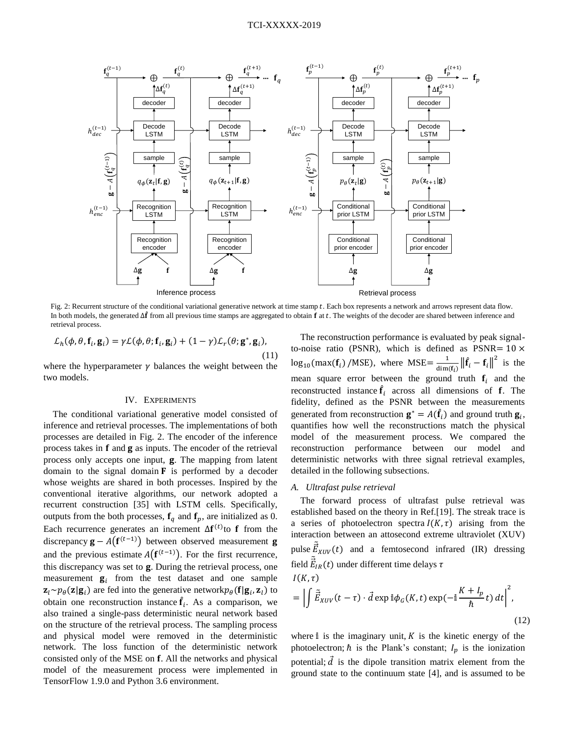Fig. 2: Recurrent structure of the conditional variational generative network at time stamp $t$. Each box represents a network and arrows represent data flow. In both models, the generated $\Delta\hat{\mathbf{f}}$ from all previous time stamps are aggregated to obtain $\mathbf{f}$ at $t$. The weights of the decoder are shared between inference and retrieval process.

$$\mathcal{L}_h(\phi, \theta, \mathbf{f}_i, \mathbf{g}_i) = \gamma \mathcal{L}(\phi, \theta; \mathbf{f}_i, \mathbf{g}_i) + (1 - \gamma)\mathcal{L}_r(\theta; \mathbf{g}^*, \mathbf{g}_i), \tag{11}$$

where the hyperparameter $\gamma$ balances the weight between the two models.

## IV. Experiments

The conditional variational generative model consisted of inference and retrieval processes. The implementations of both processes are detailed in Fig. 2. The encoder of the inference process takes in $\mathbf{f}$ and $\mathbf{g}$ as inputs. The encoder of the retrieval process only accepts one input, $\mathbf{g}$. The mapping from latent domain to the signal domain $\mathbf{F}$ is performed by a decoder whose weights are shared in both processes. Inspired by the conventional iterative algorithms, our network adopted a recurrent construction [35] with LSTM cells. Specifically, outputs from the both processes, $\mathbf{f}_q$ and $\mathbf{f}_p$, are initialized as 0. Each recurrence generates an increment $\Delta\mathbf{f}^{(t)}$to $\mathbf{f}$ from the discrepancy $\mathbf{g} - A\left(\mathbf{f}^{(t-1)}\right)$ between observed measurement $\mathbf{g}$ and the previous estimate $A\left(\mathbf{f}^{(t-1)}\right)$. For the first recurrence, this discrepancy was set to $\mathbf{g}$. During the retrieval process, one measurement $\mathbf{g}_i$ from the test dataset and one sample $\mathbf{z}_i \sim p_\theta(\mathbf{z}|\mathbf{g}_i)$ are fed into the generative network$p_\theta(\mathbf{f}|\mathbf{g}_i, \mathbf{z}_i)$ to obtain one reconstruction instance $\hat{\mathbf{f}}_i$. As a comparison, we also trained a single-pass deterministic neural network based on the structure of the retrieval process. The sampling process and physical model were removed in the deterministic network. The loss function of the deterministic network consisted only of the MSE on $\mathbf{f}$. All the networks and physical model of the measurement process were implemented in TensorFlow 1.9.0 and Python 3.6 environment.

The reconstruction performance is evaluated by peak signal-to-noise ratio (PSNR), which is defined as $\text{PSNR} = 10 \times \log_{10}(\max(\mathbf{f}_i)/\text{MSE})$, where $\text{MSE} = \frac{1}{\dim(\mathbf{f}_i)}\left\|\hat{\mathbf{f}}_i - \mathbf{f}_i\right\|^2$ is the mean square error between the ground truth $\mathbf{f}_i$ and the reconstructed instance $\hat{\mathbf{f}}_i$ across all dimensions of $\mathbf{f}$. The fidelity, defined as the PSNR between the measurements generated from reconstruction $\mathbf{g}^* = A(\hat{\mathbf{f}}_i)$ and ground truth $\mathbf{g}_i$, quantifies how well the reconstructions match the physical model of the measurement process. We compared the reconstruction performance between our model and deterministic networks with three signal retrieval examples, detailed in the following subsections.

### *A. Ultrafast pulse retrieval*

The forward process of ultrafast pulse retrieval was established based on the theory in Ref.[19]. The streak trace is a series of photoelectron spectra $I(K, \tau)$ arising from the interaction between an attosecond extreme ultraviolet (XUV) pulse $\tilde{\vec{E}}_{XUV}(t)$ and a femtosecond infrared (IR) dressing field $\tilde{\vec{E}}_{IR}(t)$ under different time delays $\tau$

$$I(K, \tau) = \left| \int \tilde{\vec{E}}_{XUV}(t - \tau) \cdot \vec{d} \exp \mathbb{i}\phi_G(K, t) \exp(-\mathbb{i}\frac{K + I_p}{\hbar}t)\, dt \right|^2, \tag{12}$$

where $\mathbb{i}$ is the imaginary unit, $K$ is the kinetic energy of the photoelectron; $\hbar$ is the Plank's constant; $I_p$ is the ionization potential; $\vec{d}$ is the dipole transition matrix element from the ground state to the continuum state [4], and is assumed to be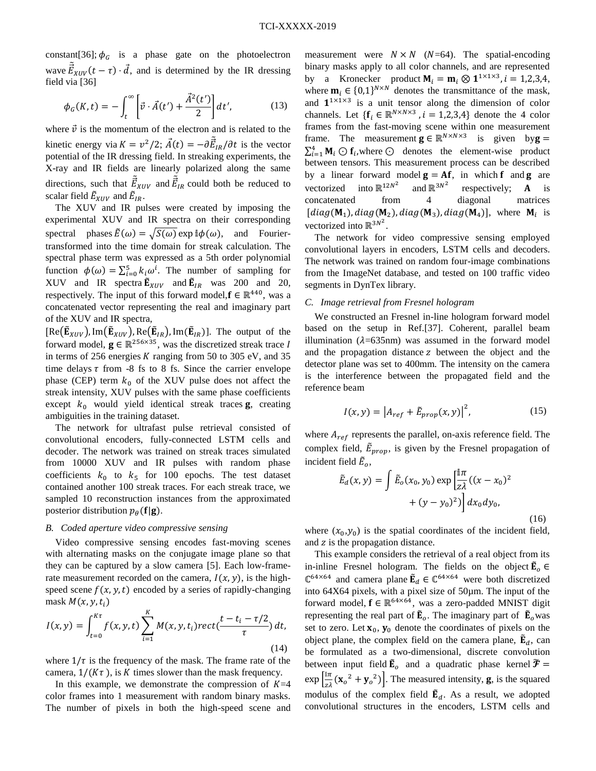constant[36]; $\phi_G$ is a phase gate on the photoelectron wave $\tilde{\vec{E}}_{XUV}(t-\tau)\cdot\vec{d}$, and is determined by the IR dressing field via [36]

$$\phi_G(K,t) = -\int_t^{\infty}\left[\vec{v}\cdot\vec{A}(t') + \frac{\vec{A}^2(t')}{2}\right]dt', \tag{13}$$

where $\vec{v}$ is the momentum of the electron and is related to the kinetic energy via $K = v^2/2$; $\vec{A}(t) = -\partial\tilde{\vec{E}}_{IR}/\partial t$ is the vector potential of the IR dressing field. In streaking experiments, the X-ray and IR fields are linearly polarized along the same directions, such that $\tilde{\vec{E}}_{XUV}$ and $\tilde{\vec{E}}_{IR}$ could both be reduced to scalar field $\tilde{E}_{XUV}$ and $\tilde{E}_{IR}$.

The XUV and IR pulses were created by imposing the experimental XUV and IR spectra on their corresponding spectral phases $\tilde{E}(\omega) = \sqrt{S(\omega)}\exp \mathbb{i}\phi(\omega)$, and Fourier-transformed into the time domain for streak calculation. The spectral phase term was expressed as a 5th order polynomial function $\phi(\omega) = \sum_{i=0}^{5} k_i\omega^i$. The number of sampling for XUV and IR spectra $\tilde{\mathbf{E}}_{XUV}$ and $\tilde{\mathbf{E}}_{IR}$ was 200 and 20, respectively. The input of this forward model, $\mathbf{f}\in\mathbb{R}^{440}$, was a concatenated vector representing the real and imaginary part of the XUV and IR spectra, $[\mathrm{Re}(\tilde{\mathbf{E}}_{XUV}), \mathrm{Im}(\tilde{\mathbf{E}}_{XUV}), \mathrm{Re}(\tilde{\mathbf{E}}_{IR}), \mathrm{Im}(\tilde{\mathbf{E}}_{IR})]$. The output of the forward model, $\mathbf{g}\in\mathbb{R}^{256\times35}$, was the discretized streak trace $I$ in terms of 256 energies $K$ ranging from 50 to 305 eV, and 35 time delays $\tau$ from -8 fs to 8 fs. Since the carrier envelope phase (CEP) term $k_0$ of the XUV pulse does not affect the streak intensity, XUV pulses with the same phase coefficients except $k_0$ would yield identical streak traces $\mathbf{g}$, creating ambiguities in the training dataset.

The network for ultrafast pulse retrieval consisted of convolutional encoders, fully-connected LSTM cells and decoder. The network was trained on streak traces simulated from 10000 XUV and IR pulses with random phase coefficients $k_0$ to $k_5$ for 100 epochs. The test dataset contained another 100 streak traces. For each streak trace, we sampled 10 reconstruction instances from the approximated posterior distribution $p_\theta(\mathbf{f}|\mathbf{g})$.

### *B. Coded aperture video compressive sensing*

Video compressive sensing encodes fast-moving scenes with alternating masks on the conjugate image plane so that they can be captured by a slow camera [5]. Each low-frame-rate measurement recorded on the camera, $I(x,y)$, is the high-speed scene $f(x,y,t)$ encoded by a series of rapidly-changing mask $M(x,y,t_i)$

$$I(x,y) = \int_{t=0}^{K\tau} f(x,y,t)\sum_{i=1}^{K} M(x,y,t_i)\, rect\left(\frac{t-t_i-\tau/2}{\tau}\right) dt, \tag{14}$$

where $1/\tau$ is the frequency of the mask. The frame rate of the camera, $1/(K\tau)$, is $K$ times slower than the mask frequency.

In this example, we demonstrate the compression of $K$=4 color frames into 1 measurement with random binary masks. The number of pixels in both the high-speed scene and measurement were $N\times N$ ($N$=64). The spatial-encoding binary masks apply to all color channels, and are represented by a Kronecker product $\mathbf{M}_i = \mathbf{m}_i \otimes \mathbf{1}^{1\times1\times3}, i = 1,2,3,4$, where $\mathbf{m}_i \in \{0,1\}^{N\times N}$ denotes the transmittance of the mask, and $\mathbf{1}^{1\times1\times3}$ is a unit tensor along the dimension of color channels. Let $\{\mathbf{f}_i \in \mathbb{R}^{N\times N\times3}, i = 1,2,3,4\}$ denote the 4 color frames from the fast-moving scene within one measurement frame. The measurement $\mathbf{g}\in\mathbb{R}^{N\times N\times3}$ is given by $\mathbf{g} = \sum_{i=1}^{4}\mathbf{M}_i \odot \mathbf{f}_i$, where $\odot$ denotes the element-wise product between tensors. This measurement process can be described by a linear forward model $\mathbf{g} = \mathbf{A}\mathbf{f}$, in which $\mathbf{f}$ and $\mathbf{g}$ are vectorized into $\mathbb{R}^{12N^2}$ and $\mathbb{R}^{3N^2}$ respectively; $\mathbf{A}$ is concatenated from 4 diagonal matrices $[diag(\mathbf{M}_1), diag(\mathbf{M}_2), diag(\mathbf{M}_3), diag(\mathbf{M}_4)]$, where $\mathbf{M}_i$ is vectorized into $\mathbb{R}^{3N^2}$.

The network for video compressive sensing employed convolutional layers in encoders, LSTM cells and decoders. The network was trained on random four-image combinations from the ImageNet database, and tested on 100 traffic video segments in DynTex library.

### *C. Image retrieval from Fresnel hologram*

We constructed an Fresnel in-line hologram forward model based on the setup in Ref.[37]. Coherent, parallel beam illumination ($\lambda$=635nm) was assumed in the forward model and the propagation distance $z$ between the object and the detector plane was set to 400mm. The intensity on the camera is the interference between the propagated field and the reference beam

$$I(x,y) = \left|A_{ref} + \tilde{E}_{prop}(x,y)\right|^2, \tag{15}$$

where $A_{ref}$ represents the parallel, on-axis reference field. The complex field, $\tilde{E}_{prop}$, is given by the Fresnel propagation of incident field $\tilde{E}_o$,

$$\tilde{E}_d(x,y) = \int \tilde{E}_o(x_0,y_0)\exp\left[\frac{\mathbb{i}\pi}{z\lambda}\left((x-x_0)^2 + (y-y_0)^2\right)\right]dx_0dy_0, \tag{16}$$

where $(x_0,y_0)$ is the spatial coordinates of the incident field, and $z$ is the propagation distance.

This example considers the retrieval of a real object from its in-line Fresnel hologram. The fields on the object $\tilde{\mathbf{E}}_o \in \mathbb{C}^{64\times64}$ and camera plane $\tilde{\mathbf{E}}_d \in \mathbb{C}^{64\times64}$ were both discretized into 64X64 pixels, with a pixel size of 50µm. The input of the forward model, $\mathbf{f}\in\mathbb{R}^{64\times64}$, was a zero-padded MNIST digit representing the real part of $\tilde{\mathbf{E}}_o$. The imaginary part of $\tilde{\mathbf{E}}_o$ was set to zero. Let $\mathbf{x}_0$, $\mathbf{y}_0$ denote the coordinates of pixels on the object plane, the complex field on the camera plane, $\tilde{\mathbf{E}}_d$, can be formulated as a two-dimensional, discrete convolution between input field $\tilde{\mathbf{E}}_o$ and a quadratic phase kernel $\tilde{\boldsymbol{\mathcal{F}}} = \exp\left[\frac{\mathbb{i}\pi}{z\lambda}({\mathbf{x}_o}^2 + {\mathbf{y}_o}^2)\right]$. The measured intensity, $\mathbf{g}$, is the squared modulus of the complex field $\tilde{\mathbf{E}}_d$. As a result, we adopted convolutional structures in the encoders, LSTM cells and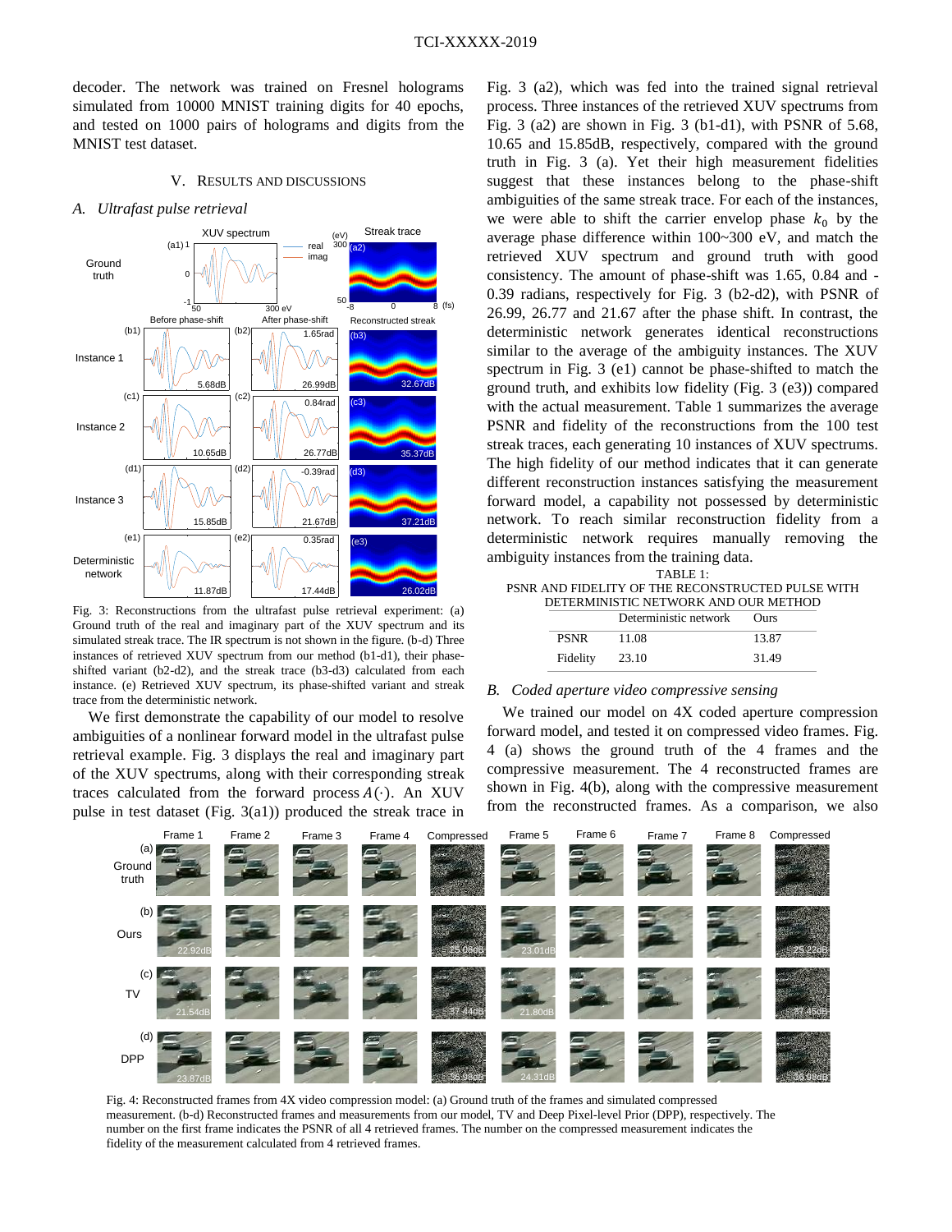decoder. The network was trained on Fresnel holograms simulated from 10000 MNIST training digits for 40 epochs, and tested on 1000 pairs of holograms and digits from the MNIST test dataset.

## V. Results and Discussions

### A. Ultrafast pulse retrieval

Fig. 3: Reconstructions from the ultrafast pulse retrieval experiment: (a) Ground truth of the real and imaginary part of the XUV spectrum and its simulated streak trace. The IR spectrum is not shown in the figure. (b-d) Three instances of retrieved XUV spectrum from our method (b1-d1), their phase-shifted variant (b2-d2), and the streak trace (b3-d3) calculated from each instance. (e) Retrieved XUV spectrum, its phase-shifted variant and streak trace from the deterministic network.

We first demonstrate the capability of our model to resolve ambiguities of a nonlinear forward model in the ultrafast pulse retrieval example. Fig. 3 displays the real and imaginary part of the XUV spectrums, along with their corresponding streak traces calculated from the forward process $A(\cdot)$. An XUV pulse in test dataset (Fig. 3(a1)) produced the streak trace in Fig. 3 (a2), which was fed into the trained signal retrieval process. Three instances of the retrieved XUV spectrums from Fig. 3 (a2) are shown in Fig. 3 (b1-d1), with PSNR of 5.68, 10.65 and 15.85dB, respectively, compared with the ground truth in Fig. 3 (a). Yet their high measurement fidelities suggest that these instances belong to the phase-shift ambiguities of the same streak trace. For each of the instances, we were able to shift the carrier envelop phase $k_0$ by the average phase difference within 100~300 eV, and match the retrieved XUV spectrum and ground truth with good consistency. The amount of phase-shift was 1.65, 0.84 and -0.39 radians, respectively for Fig. 3 (b2-d2), with PSNR of 26.99, 26.77 and 21.67 after the phase shift. In contrast, the deterministic network generates identical reconstructions similar to the average of the ambiguity instances. The XUV spectrum in Fig. 3 (e1) cannot be phase-shifted to match the ground truth, and exhibits low fidelity (Fig. 3 (e3)) compared with the actual measurement. Table 1 summarizes the average PSNR and fidelity of the reconstructions from the 100 test streak traces, each generating 10 instances of XUV spectrums. The high fidelity of our method indicates that it can generate different reconstruction instances satisfying the measurement forward model, a capability not possessed by deterministic network. To reach similar reconstruction fidelity from a deterministic network requires manually removing the ambiguity instances from the training data.

TABLE 1:
PSNR AND FIDELITY OF THE RECONSTRUCTED PULSE WITH DETERMINISTIC NETWORK AND OUR METHOD

| | Deterministic network | Ours |
|---|---|---|
| PSNR | 11.08 | 13.87 |
| Fidelity | 23.10 | 31.49 |

### B. Coded aperture video compressive sensing

We trained our model on 4X coded aperture compression forward model, and tested it on compressed video frames. Fig. 4 (a) shows the ground truth of the 4 frames and the compressive measurement. The 4 reconstructed frames are shown in Fig. 4(b), along with the compressive measurement from the reconstructed frames. As a comparison, we also

Fig. 4: Reconstructed frames from 4X video compression model: (a) Ground truth of the frames and simulated compressed measurement. (b-d) Reconstructed frames and measurements from our model, TV and Deep Pixel-level Prior (DPP), respectively. The number on the first frame indicates the PSNR of all 4 retrieved frames. The number on the compressed measurement indicates the fidelity of the measurement calculated from 4 retrieved frames.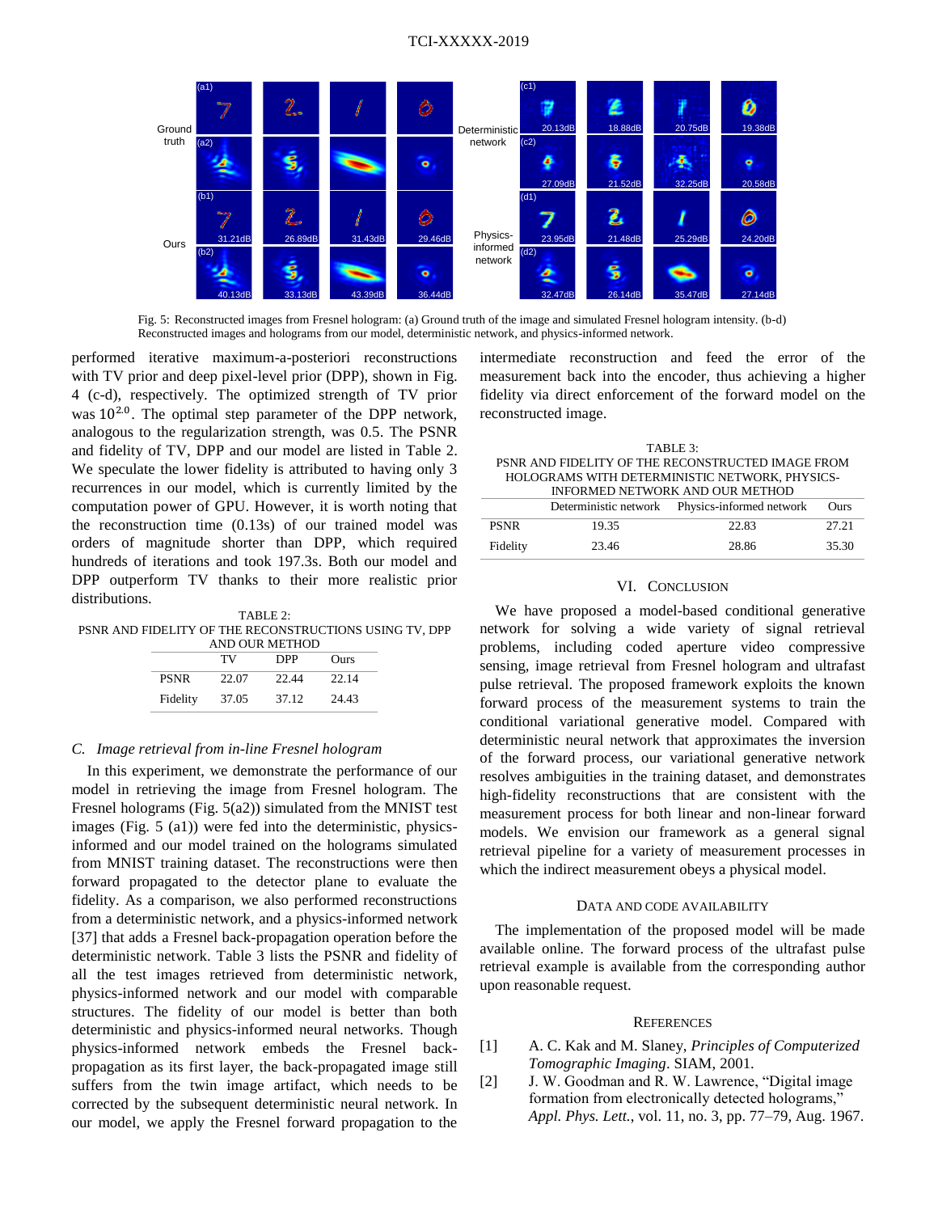Fig. 5: Reconstructed images from Fresnel hologram: (a) Ground truth of the image and simulated Fresnel hologram intensity. (b-d) Reconstructed images and holograms from our model, deterministic network, and physics-informed network.

performed iterative maximum-a-posteriori reconstructions with TV prior and deep pixel-level prior (DPP), shown in Fig. 4 (c-d), respectively. The optimized strength of TV prior was $10^{2.0}$. The optimal step parameter of the DPP network, analogous to the regularization strength, was 0.5. The PSNR and fidelity of TV, DPP and our model are listed in Table 2. We speculate the lower fidelity is attributed to having only 3 recurrences in our model, which is currently limited by the computation power of GPU. However, it is worth noting that the reconstruction time (0.13s) of our trained model was orders of magnitude shorter than DPP, which required hundreds of iterations and took 197.3s. Both our model and DPP outperform TV thanks to their more realistic prior distributions.

TABLE 2:
PSNR AND FIDELITY OF THE RECONSTRUCTIONS USING TV, DPP AND OUR METHOD

| | TV | DPP | Ours |
|---|---|---|---|
| PSNR | 22.07 | 22.44 | 22.14 |
| Fidelity | 37.05 | 37.12 | 24.43 |

### *C. Image retrieval from in-line Fresnel hologram*

In this experiment, we demonstrate the performance of our model in retrieving the image from Fresnel hologram. The Fresnel holograms (Fig. 5(a2)) simulated from the MNIST test images (Fig. 5 (a1)) were fed into the deterministic, physics-informed and our model trained on the holograms simulated from MNIST training dataset. The reconstructions were then forward propagated to the detector plane to evaluate the fidelity. As a comparison, we also performed reconstructions from a deterministic network, and a physics-informed network [37] that adds a Fresnel back-propagation operation before the deterministic network. Table 3 lists the PSNR and fidelity of all the test images retrieved from deterministic network, physics-informed network and our model with comparable structures. The fidelity of our model is better than both deterministic and physics-informed neural networks. Though physics-informed network embeds the Fresnel back-propagation as its first layer, the back-propagated image still suffers from the twin image artifact, which needs to be corrected by the subsequent deterministic neural network. In our model, we apply the Fresnel forward propagation to the intermediate reconstruction and feed the error of the measurement back into the encoder, thus achieving a higher fidelity via direct enforcement of the forward model on the reconstructed image.

TABLE 3:
PSNR AND FIDELITY OF THE RECONSTRUCTED IMAGE FROM HOLOGRAMS WITH DETERMINISTIC NETWORK, PHYSICS-INFORMED NETWORK AND OUR METHOD

| | Deterministic network | Physics-informed network | Ours |
|---|---|---|---|
| PSNR | 19.35 | 22.83 | 27.21 |
| Fidelity | 23.46 | 28.86 | 35.30 |

## VI. Conclusion

We have proposed a model-based conditional generative network for solving a wide variety of signal retrieval problems, including coded aperture video compressive sensing, image retrieval from Fresnel hologram and ultrafast pulse retrieval. The proposed framework exploits the known forward process of the measurement systems to train the conditional variational generative model. Compared with deterministic neural network that approximates the inversion of the forward process, our variational generative network resolves ambiguities in the training dataset, and demonstrates high-fidelity reconstructions that are consistent with the measurement process for both linear and non-linear forward models. We envision our framework as a general signal retrieval pipeline for a variety of measurement processes in which the indirect measurement obeys a physical model.

## Data and Code Availability

The implementation of the proposed model will be made available online. The forward process of the ultrafast pulse retrieval example is available from the corresponding author upon reasonable request.

## References

[1] A. C. Kak and M. Slaney, *Principles of Computerized Tomographic Imaging*. SIAM, 2001.

[2] J. W. Goodman and R. W. Lawrence, "Digital image formation from electronically detected holograms," *Appl. Phys. Lett.*, vol. 11, no. 3, pp. 77–79, Aug. 1967.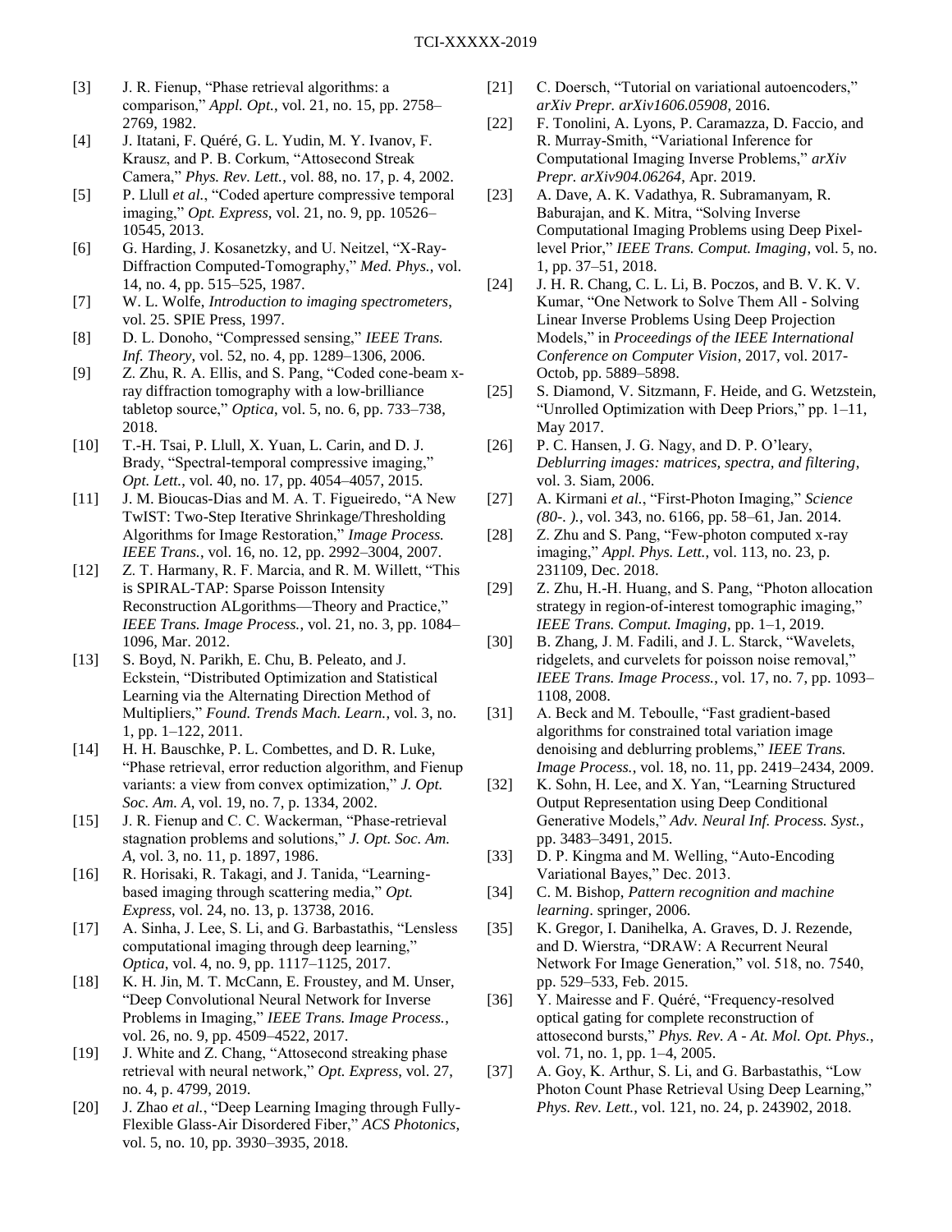[3] J. R. Fienup, "Phase retrieval algorithms: a comparison," *Appl. Opt.*, vol. 21, no. 15, pp. 2758–2769, 1982.

[4] J. Itatani, F. Quéré, G. L. Yudin, M. Y. Ivanov, F. Krausz, and P. B. Corkum, "Attosecond Streak Camera," *Phys. Rev. Lett.*, vol. 88, no. 17, p. 4, 2002.

[5] P. Llull *et al.*, "Coded aperture compressive temporal imaging," *Opt. Express*, vol. 21, no. 9, pp. 10526–10545, 2013.

[6] G. Harding, J. Kosanetzky, and U. Neitzel, "X-Ray-Diffraction Computed-Tomography," *Med. Phys.*, vol. 14, no. 4, pp. 515–525, 1987.

[7] W. L. Wolfe, *Introduction to imaging spectrometers*, vol. 25. SPIE Press, 1997.

[8] D. L. Donoho, "Compressed sensing," *IEEE Trans. Inf. Theory*, vol. 52, no. 4, pp. 1289–1306, 2006.

[9] Z. Zhu, R. A. Ellis, and S. Pang, "Coded cone-beam x-ray diffraction tomography with a low-brilliance tabletop source," *Optica*, vol. 5, no. 6, pp. 733–738, 2018.

[10] T.-H. Tsai, P. Llull, X. Yuan, L. Carin, and D. J. Brady, "Spectral-temporal compressive imaging," *Opt. Lett.*, vol. 40, no. 17, pp. 4054–4057, 2015.

[11] J. M. Bioucas-Dias and M. A. T. Figueiredo, "A New TwIST: Two-Step Iterative Shrinkage/Thresholding Algorithms for Image Restoration," *Image Process. IEEE Trans.*, vol. 16, no. 12, pp. 2992–3004, 2007.

[12] Z. T. Harmany, R. F. Marcia, and R. M. Willett, "This is SPIRAL-TAP: Sparse Poisson Intensity Reconstruction ALgorithms—Theory and Practice," *IEEE Trans. Image Process.*, vol. 21, no. 3, pp. 1084–1096, Mar. 2012.

[13] S. Boyd, N. Parikh, E. Chu, B. Peleato, and J. Eckstein, "Distributed Optimization and Statistical Learning via the Alternating Direction Method of Multipliers," *Found. Trends Mach. Learn.*, vol. 3, no. 1, pp. 1–122, 2011.

[14] H. H. Bauschke, P. L. Combettes, and D. R. Luke, "Phase retrieval, error reduction algorithm, and Fienup variants: a view from convex optimization," *J. Opt. Soc. Am. A*, vol. 19, no. 7, p. 1334, 2002.

[15] J. R. Fienup and C. C. Wackerman, "Phase-retrieval stagnation problems and solutions," *J. Opt. Soc. Am. A*, vol. 3, no. 11, p. 1897, 1986.

[16] R. Horisaki, R. Takagi, and J. Tanida, "Learning-based imaging through scattering media," *Opt. Express*, vol. 24, no. 13, p. 13738, 2016.

[17] A. Sinha, J. Lee, S. Li, and G. Barbastathis, "Lensless computational imaging through deep learning," *Optica*, vol. 4, no. 9, pp. 1117–1125, 2017.

[18] K. H. Jin, M. T. McCann, E. Froustey, and M. Unser, "Deep Convolutional Neural Network for Inverse Problems in Imaging," *IEEE Trans. Image Process.*, vol. 26, no. 9, pp. 4509–4522, 2017.

[19] J. White and Z. Chang, "Attosecond streaking phase retrieval with neural network," *Opt. Express*, vol. 27, no. 4, p. 4799, 2019.

[20] J. Zhao *et al.*, "Deep Learning Imaging through Fully-Flexible Glass-Air Disordered Fiber," *ACS Photonics*, vol. 5, no. 10, pp. 3930–3935, 2018.

[21] C. Doersch, "Tutorial on variational autoencoders," *arXiv Prepr. arXiv1606.05908*, 2016.

[22] F. Tonolini, A. Lyons, P. Caramazza, D. Faccio, and R. Murray-Smith, "Variational Inference for Computational Imaging Inverse Problems," *arXiv Prepr. arXiv904.06264*, Apr. 2019.

[23] A. Dave, A. K. Vadathya, R. Subramanyam, R. Baburajan, and K. Mitra, "Solving Inverse Computational Imaging Problems using Deep Pixel-level Prior," *IEEE Trans. Comput. Imaging*, vol. 5, no. 1, pp. 37–51, 2018.

[24] J. H. R. Chang, C. L. Li, B. Poczos, and B. V. K. V. Kumar, "One Network to Solve Them All - Solving Linear Inverse Problems Using Deep Projection Models," in *Proceedings of the IEEE International Conference on Computer Vision*, 2017, vol. 2017-Octob, pp. 5889–5898.

[25] S. Diamond, V. Sitzmann, F. Heide, and G. Wetzstein, "Unrolled Optimization with Deep Priors," pp. 1–11, May 2017.

[26] P. C. Hansen, J. G. Nagy, and D. P. O'leary, *Deblurring images: matrices, spectra, and filtering*, vol. 3. Siam, 2006.

[27] A. Kirmani *et al.*, "First-Photon Imaging," *Science (80-. ).*, vol. 343, no. 6166, pp. 58–61, Jan. 2014.

[28] Z. Zhu and S. Pang, "Few-photon computed x-ray imaging," *Appl. Phys. Lett.*, vol. 113, no. 23, p. 231109, Dec. 2018.

[29] Z. Zhu, H.-H. Huang, and S. Pang, "Photon allocation strategy in region-of-interest tomographic imaging," *IEEE Trans. Comput. Imaging*, pp. 1–1, 2019.

[30] B. Zhang, J. M. Fadili, and J. L. Starck, "Wavelets, ridgelets, and curvelets for poisson noise removal," *IEEE Trans. Image Process.*, vol. 17, no. 7, pp. 1093–1108, 2008.

[31] A. Beck and M. Teboulle, "Fast gradient-based algorithms for constrained total variation image denoising and deblurring problems," *IEEE Trans. Image Process.*, vol. 18, no. 11, pp. 2419–2434, 2009.

[32] K. Sohn, H. Lee, and X. Yan, "Learning Structured Output Representation using Deep Conditional Generative Models," *Adv. Neural Inf. Process. Syst.*, pp. 3483–3491, 2015.

[33] D. P. Kingma and M. Welling, "Auto-Encoding Variational Bayes," Dec. 2013.

[34] C. M. Bishop, *Pattern recognition and machine learning*. springer, 2006.

[35] K. Gregor, I. Danihelka, A. Graves, D. J. Rezende, and D. Wierstra, "DRAW: A Recurrent Neural Network For Image Generation," vol. 518, no. 7540, pp. 529–533, Feb. 2015.

[36] Y. Mairesse and F. Quéré, "Frequency-resolved optical gating for complete reconstruction of attosecond bursts," *Phys. Rev. A - At. Mol. Opt. Phys.*, vol. 71, no. 1, pp. 1–4, 2005.

[37] A. Goy, K. Arthur, S. Li, and G. Barbastathis, "Low Photon Count Phase Retrieval Using Deep Learning," *Phys. Rev. Lett.*, vol. 121, no. 24, p. 243902, 2018.